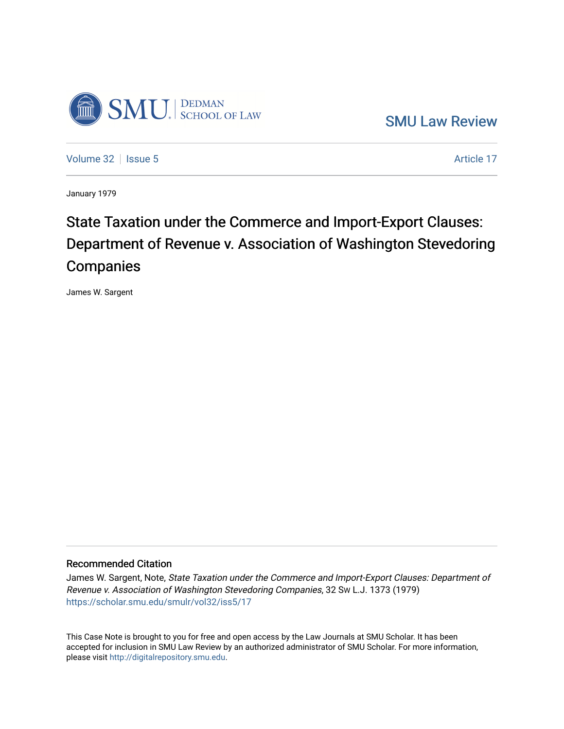SMU Law Review

Volume 32 | Issue 5 | Article 17

January 1979

# State Taxation under the Commerce and Import-Export Clauses: Department of Revenue v. Association of Washington Stevedoring Companies

James W. Sargent

## Recommended Citation

James W. Sargent, Note, *State Taxation under the Commerce and Import-Export Clauses: Department of Revenue v. Association of Washington Stevedoring Companies*, 32 Sw L.J. 1373 (1979)
https://scholar.smu.edu/smulr/vol32/iss5/17

This Case Note is brought to you for free and open access by the Law Journals at SMU Scholar. It has been accepted for inclusion in SMU Law Review by an authorized administrator of SMU Scholar. For more information, please visit http://digitalrepository.smu.edu.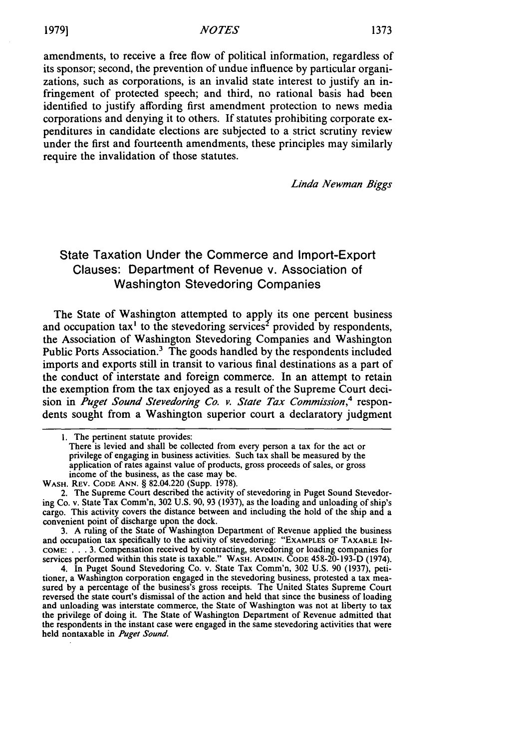amendments, to receive a free flow of political information, regardless of its sponsor; second, the prevention of undue influence by particular organizations, such as corporations, is an invalid state interest to justify an infringement of protected speech; and third, no rational basis had been identified to justify affording first amendment protection to news media corporations and denying it to others. If statutes prohibiting corporate expenditures in candidate elections are subjected to a strict scrutiny review under the first and fourteenth amendments, these principles may similarly require the invalidation of those statutes.

*Linda Newman Biggs*

## State Taxation Under the Commerce and Import-Export Clauses: Department of Revenue v. Association of Washington Stevedoring Companies

The State of Washington attempted to apply its one percent business and occupation tax[1] to the stevedoring services[2] provided by respondents, the Association of Washington Stevedoring Companies and Washington Public Ports Association.[3] The goods handled by the respondents included imports and exports still in transit to various final destinations as a part of the conduct of interstate and foreign commerce. In an attempt to retain the exemption from the tax enjoyed as a result of the Supreme Court decision in *Puget Sound Stevedoring Co. v. State Tax Commission*,[4] respondents sought from a Washington superior court a declaratory judgment

---

1. The pertinent statute provides:

   There is levied and shall be collected from every person a tax for the act or privilege of engaging in business activities. Such tax shall be measured by the application of rates against value of products, gross proceeds of sales, or gross income of the business, as the case may be.

   WASH. REV. CODE ANN. § 82.04.220 (Supp. 1978).

2. The Supreme Court described the activity of stevedoring in Puget Sound Stevedoring Co. v. State Tax Comm'n, 302 U.S. 90, 93 (1937), as the loading and unloading of ship's cargo. This activity covers the distance between and including the hold of the ship and a convenient point of discharge upon the dock.

3. A ruling of the State of Washington Department of Revenue applied the business and occupation tax specifically to the activity of stevedoring: "EXAMPLES OF TAXABLE INCOME: . . . 3. Compensation received by contracting, stevedoring or loading companies for services performed within this state is taxable." WASH. ADMIN. CODE 458-20-193-D (1974).

4. In Puget Sound Stevedoring Co. v. State Tax Comm'n, 302 U.S. 90 (1937), petitioner, a Washington corporation engaged in the stevedoring business, protested a tax measured by a percentage of the business's gross receipts. The United States Supreme Court reversed the state court's dismissal of the action and held that since the business of loading and unloading was interstate commerce, the State of Washington was not at liberty to tax the privilege of doing it. The State of Washington Department of Revenue admitted that the respondents in the instant case were engaged in the same stevedoring activities that were held nontaxable in *Puget Sound*.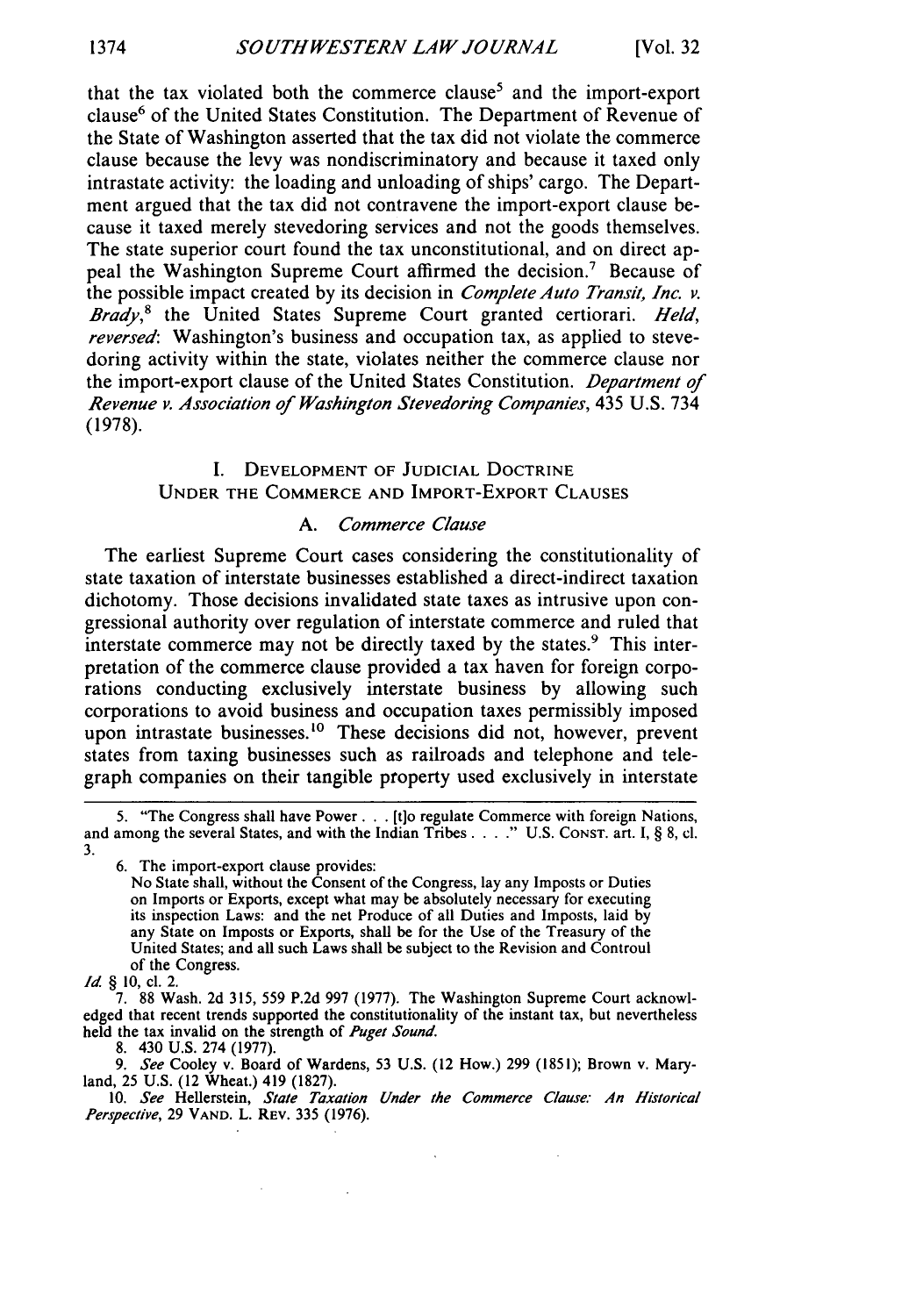that the tax violated both the commerce clause[5] and the import-export clause[6] of the United States Constitution. The Department of Revenue of the State of Washington asserted that the tax did not violate the commerce clause because the levy was nondiscriminatory and because it taxed only intrastate activity: the loading and unloading of ships' cargo. The Department argued that the tax did not contravene the import-export clause because it taxed merely stevedoring services and not the goods themselves. The state superior court found the tax unconstitutional, and on direct appeal the Washington Supreme Court affirmed the decision.[7] Because of the possible impact created by its decision in *Complete Auto Transit, Inc. v. Brady*,[8] the United States Supreme Court granted certiorari. *Held, reversed*: Washington's business and occupation tax, as applied to stevedoring activity within the state, violates neither the commerce clause nor the import-export clause of the United States Constitution. *Department of Revenue v. Association of Washington Stevedoring Companies*, 435 U.S. 734 (1978).

## I. Development of Judicial Doctrine Under the Commerce and Import-Export Clauses

### A. *Commerce Clause*

The earliest Supreme Court cases considering the constitutionality of state taxation of interstate businesses established a direct-indirect taxation dichotomy. Those decisions invalidated state taxes as intrusive upon congressional authority over regulation of interstate commerce and ruled that interstate commerce may not be directly taxed by the states.[9] This interpretation of the commerce clause provided a tax haven for foreign corporations conducting exclusively interstate business by allowing such corporations to avoid business and occupation taxes permissibly imposed upon intrastate businesses.[10] These decisions did not, however, prevent states from taxing businesses such as railroads and telephone and telegraph companies on their tangible property used exclusively in interstate

---

5. "The Congress shall have Power . . . [t]o regulate Commerce with foreign Nations, and among the several States, and with the Indian Tribes . . . ." U.S. Const. art. I, § 8, cl. 3.

6. The import-export clause provides:

> No State shall, without the Consent of the Congress, lay any Imposts or Duties on Imports or Exports, except what may be absolutely necessary for executing its inspection Laws: and the net Produce of all Duties and Imposts, laid by any State on Imposts or Exports, shall be for the Use of the Treasury of the United States; and all such Laws shall be subject to the Revision and Controul of the Congress.

*Id.* § 10, cl. 2.

7. 88 Wash. 2d 315, 559 P.2d 997 (1977). The Washington Supreme Court acknowledged that recent trends supported the constitutionality of the instant tax, but nevertheless held the tax invalid on the strength of *Puget Sound*.

8. 430 U.S. 274 (1977).

9. *See* Cooley v. Board of Wardens, 53 U.S. (12 How.) 299 (1851); Brown v. Maryland, 25 U.S. (12 Wheat.) 419 (1827).

10. *See* Hellerstein, *State Taxation Under the Commerce Clause: An Historical Perspective*, 29 Vand. L. Rev. 335 (1976).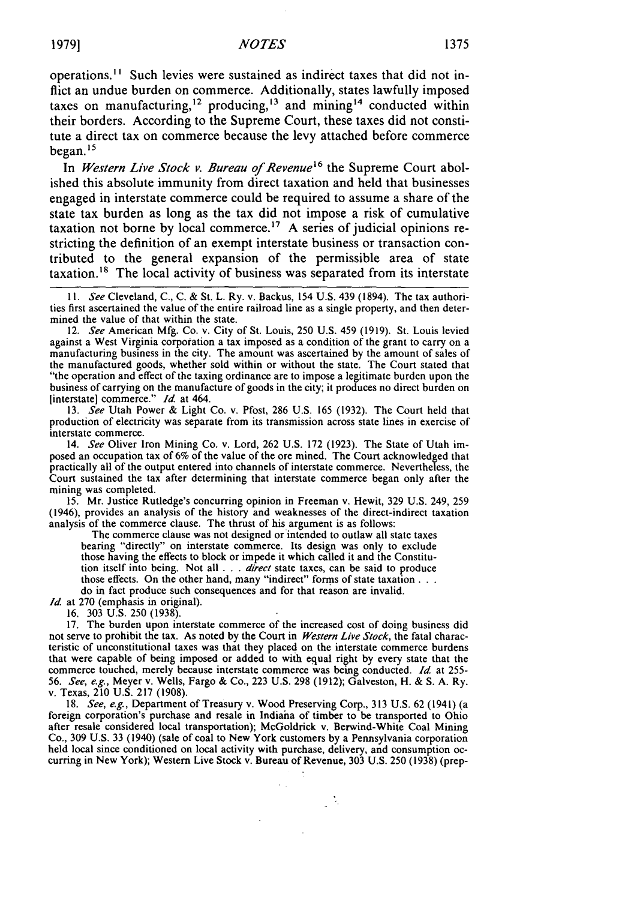operations.[11] Such levies were sustained as indirect taxes that did not inflict an undue burden on commerce. Additionally, states lawfully imposed taxes on manufacturing,[12] producing,[13] and mining[14] conducted within their borders. According to the Supreme Court, these taxes did not constitute a direct tax on commerce because the levy attached before commerce began.[15]

In *Western Live Stock v. Bureau of Revenue*[16] the Supreme Court abolished this absolute immunity from direct taxation and held that businesses engaged in interstate commerce could be required to assume a share of the state tax burden as long as the tax did not impose a risk of cumulative taxation not borne by local commerce.[17] A series of judicial opinions restricting the definition of an exempt interstate business or transaction contributed to the general expansion of the permissible area of state taxation.[18] The local activity of business was separated from its interstate

---

11. *See* Cleveland, C., C. & St. L. Ry. v. Backus, 154 U.S. 439 (1894). The tax authorities first ascertained the value of the entire railroad line as a single property, and then determined the value of that within the state.

12. *See* American Mfg. Co. v. City of St. Louis, 250 U.S. 459 (1919). St. Louis levied against a West Virginia corporation a tax imposed as a condition of the grant to carry on a manufacturing business in the city. The amount was ascertained by the amount of sales of the manufactured goods, whether sold within or without the state. The Court stated that "the operation and effect of the taxing ordinance are to impose a legitimate burden upon the business of carrying on the manufacture of goods in the city; it produces no direct burden on [interstate] commerce." *Id.* at 464.

13. *See* Utah Power & Light Co. v. Pfost, 286 U.S. 165 (1932). The Court held that production of electricity was separate from its transmission across state lines in exercise of interstate commerce.

14. *See* Oliver Iron Mining Co. v. Lord, 262 U.S. 172 (1923). The State of Utah imposed an occupation tax of 6% of the value of the ore mined. The Court acknowledged that practically all of the output entered into channels of interstate commerce. Nevertheless, the Court sustained the tax after determining that interstate commerce began only after the mining was completed.

15. Mr. Justice Rutledge's concurring opinion in Freeman v. Hewit, 329 U.S. 249, 259 (1946), provides an analysis of the history and weaknesses of the direct-indirect taxation analysis of the commerce clause. The thrust of his argument is as follows:

> The commerce clause was not designed or intended to outlaw all state taxes bearing "directly" on interstate commerce. Its design was only to exclude those having the effects to block or impede it which called it and the Constitution itself into being. Not all . . . *direct* state taxes, can be said to produce those effects. On the other hand, many "indirect" forms of state taxation . . . do in fact produce such consequences and for that reason are invalid.

*Id.* at 270 (emphasis in original).

16. 303 U.S. 250 (1938).

17. The burden upon interstate commerce of the increased cost of doing business did not serve to prohibit the tax. As noted by the Court in *Western Live Stock*, the fatal characteristic of unconstitutional taxes was that they placed on the interstate commerce burdens that were capable of being imposed or added to with equal right by every state that the commerce touched, merely because interstate commerce was being conducted. *Id.* at 255-56. *See, e.g.*, Meyer v. Wells, Fargo & Co., 223 U.S. 298 (1912); Galveston, H. & S. A. Ry. v. Texas, 210 U.S. 217 (1908).

18. *See, e.g.*, Department of Treasury v. Wood Preserving Corp., 313 U.S. 62 (1941) (a foreign corporation's purchase and resale in Indiana of timber to be transported to Ohio after resale considered local transportation); McGoldrick v. Berwind-White Coal Mining Co., 309 U.S. 33 (1940) (sale of coal to New York customers by a Pennsylvania corporation held local since conditioned on local activity with purchase, delivery, and consumption occurring in New York); Western Live Stock v. Bureau of Revenue, 303 U.S. 250 (1938) (prep-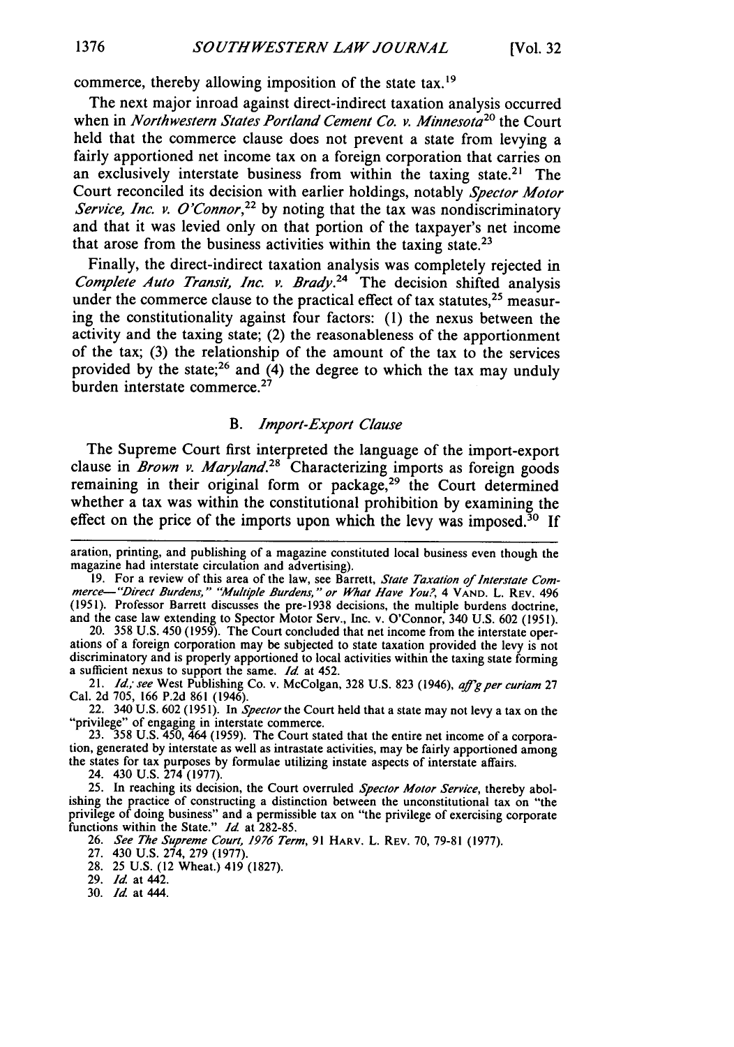commerce, thereby allowing imposition of the state tax.[19]

The next major inroad against direct-indirect taxation analysis occurred when in *Northwestern States Portland Cement Co. v. Minnesota*[20] the Court held that the commerce clause does not prevent a state from levying a fairly apportioned net income tax on a foreign corporation that carries on an exclusively interstate business from within the taxing state.[21] The Court reconciled its decision with earlier holdings, notably *Spector Motor Service, Inc. v. O'Connor*,[22] by noting that the tax was nondiscriminatory and that it was levied only on that portion of the taxpayer's net income that arose from the business activities within the taxing state.[23]

Finally, the direct-indirect taxation analysis was completely rejected in *Complete Auto Transit, Inc. v. Brady*.[24] The decision shifted analysis under the commerce clause to the practical effect of tax statutes,[25] measuring the constitutionality against four factors: (1) the nexus between the activity and the taxing state; (2) the reasonableness of the apportionment of the tax; (3) the relationship of the amount of the tax to the services provided by the state;[26] and (4) the degree to which the tax may unduly burden interstate commerce.[27]

### B. *Import-Export Clause*

The Supreme Court first interpreted the language of the import-export clause in *Brown v. Maryland*.[28] Characterizing imports as foreign goods remaining in their original form or package,[29] the Court determined whether a tax was within the constitutional prohibition by examining the effect on the price of the imports upon which the levy was imposed.[30] If

---

aration, printing, and publishing of a magazine constituted local business even though the magazine had interstate circulation and advertising).

19. For a review of this area of the law, see Barrett, *State Taxation of Interstate Commerce—"Direct Burdens," "Multiple Burdens," or What Have You?*, 4 VAND. L. REV. 496 (1951). Professor Barrett discusses the pre-1938 decisions, the multiple burdens doctrine, and the case law extending to Spector Motor Serv., Inc. v. O'Connor, 340 U.S. 602 (1951).

20. 358 U.S. 450 (1959). The Court concluded that net income from the interstate operations of a foreign corporation may be subjected to state taxation provided the levy is not discriminatory and is properly apportioned to local activities within the taxing state forming a sufficient nexus to support the same. *Id.* at 452.

21. *Id.*; *see* West Publishing Co. v. McColgan, 328 U.S. 823 (1946), *aff'g per curiam* 27 Cal. 2d 705, 166 P.2d 861 (1946).

22. 340 U.S. 602 (1951). In *Spector* the Court held that a state may not levy a tax on the "privilege" of engaging in interstate commerce.

23. 358 U.S. 450, 464 (1959). The Court stated that the entire net income of a corporation, generated by interstate as well as intrastate activities, may be fairly apportioned among the states for tax purposes by formulae utilizing instate aspects of interstate affairs.

24. 430 U.S. 274 (1977).

25. In reaching its decision, the Court overruled *Spector Motor Service*, thereby abolishing the practice of constructing a distinction between the unconstitutional tax on "the privilege of doing business" and a permissible tax on "the privilege of exercising corporate functions within the State." *Id.* at 282-85.

26. *See The Supreme Court, 1976 Term*, 91 HARV. L. REV. 70, 79-81 (1977).

27. 430 U.S. 274, 279 (1977).

28. 25 U.S. (12 Wheat.) 419 (1827).

29. *Id.* at 442.

30. *Id.* at 444.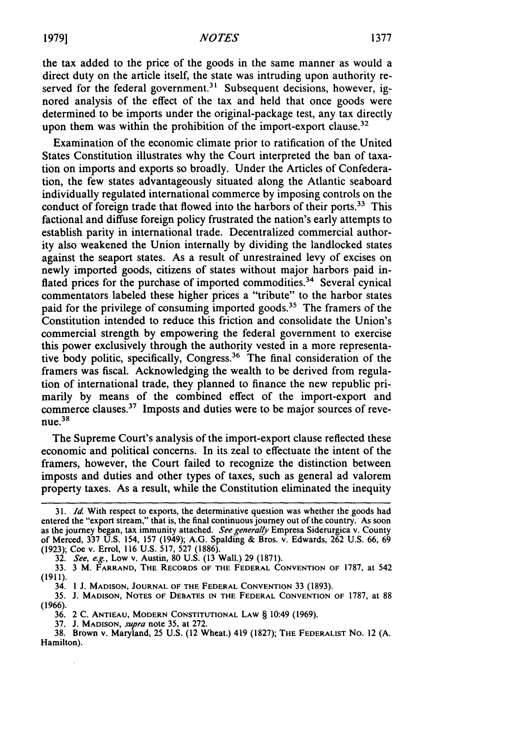the tax added to the price of the goods in the same manner as would a direct duty on the article itself, the state was intruding upon authority reserved for the federal government.[31] Subsequent decisions, however, ignored analysis of the effect of the tax and held that once goods were determined to be imports under the original-package test, any tax directly upon them was within the prohibition of the import-export clause.[32]

Examination of the economic climate prior to ratification of the United States Constitution illustrates why the Court interpreted the ban of taxation on imports and exports so broadly. Under the Articles of Confederation, the few states advantageously situated along the Atlantic seaboard individually regulated international commerce by imposing controls on the conduct of foreign trade that flowed into the harbors of their ports.[33] This factional and diffuse foreign policy frustrated the nation's early attempts to establish parity in international trade. Decentralized commercial authority also weakened the Union internally by dividing the landlocked states against the seaport states. As a result of unrestrained levy of excises on newly imported goods, citizens of states without major harbors paid inflated prices for the purchase of imported commodities.[34] Several cynical commentators labeled these higher prices a "tribute" to the harbor states paid for the privilege of consuming imported goods.[35] The framers of the Constitution intended to reduce this friction and consolidate the Union's commercial strength by empowering the federal government to exercise this power exclusively through the authority vested in a more representative body politic, specifically, Congress.[36] The final consideration of the framers was fiscal. Acknowledging the wealth to be derived from regulation of international trade, they planned to finance the new republic primarily by means of the combined effect of the import-export and commerce clauses.[37] Imposts and duties were to be major sources of revenue.[38]

The Supreme Court's analysis of the import-export clause reflected these economic and political concerns. In its zeal to effectuate the intent of the framers, however, the Court failed to recognize the distinction between imposts and duties and other types of taxes, such as general ad valorem property taxes. As a result, while the Constitution eliminated the inequity

31. *Id.* With respect to exports, the determinative question was whether the goods had entered the "export stream," that is, the final continuous journey out of the country. As soon as the journey began, tax immunity attached. *See generally* Empresa Siderurgica v. County of Merced, 337 U.S. 154, 157 (1949); A.G. Spalding & Bros. v. Edwards, 262 U.S. 66, 69 (1923); Coe v. Errol, 116 U.S. 517, 527 (1886).

32. *See, e.g.*, Low v. Austin, 80 U.S. (13 Wall.) 29 (1871).

33. 3 M. FARRAND, THE RECORDS OF THE FEDERAL CONVENTION OF 1787, at 542 (1911).

34. 1 J. MADISON, JOURNAL OF THE FEDERAL CONVENTION 33 (1893).

35. J. MADISON, NOTES OF DEBATES IN THE FEDERAL CONVENTION OF 1787, at 88 (1966).

36. 2 C. ANTIEAU, MODERN CONSTITUTIONAL LAW § 10:49 (1969).

37. J. MADISON, *supra* note 35, at 272.

38. Brown v. Maryland, 25 U.S. (12 Wheat.) 419 (1827); THE FEDERALIST NO. 12 (A. Hamilton).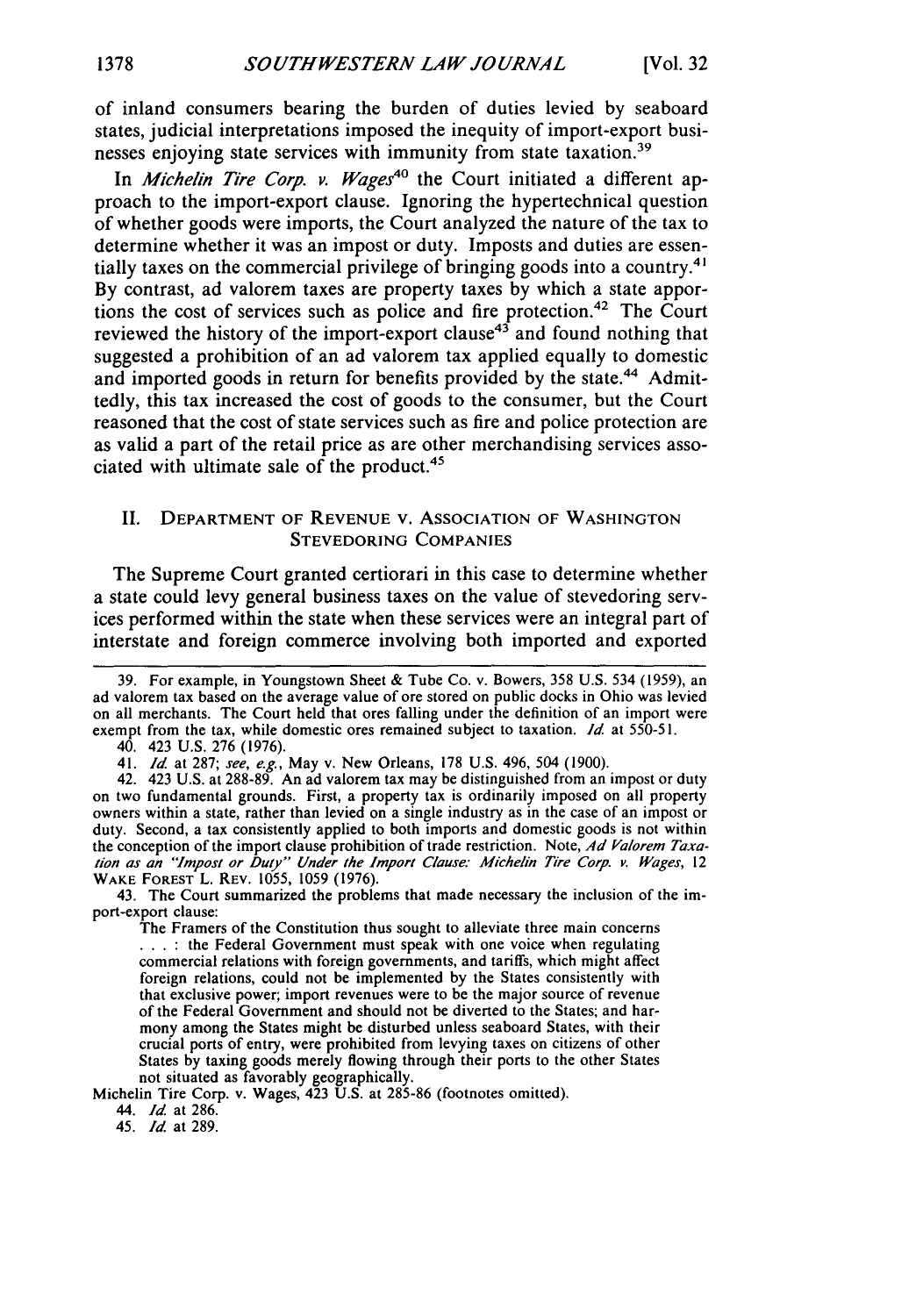of inland consumers bearing the burden of duties levied by seaboard states, judicial interpretations imposed the inequity of import-export businesses enjoying state services with immunity from state taxation.[39]

In *Michelin Tire Corp. v. Wages*[40] the Court initiated a different approach to the import-export clause. Ignoring the hypertechnical question of whether goods were imports, the Court analyzed the nature of the tax to determine whether it was an impost or duty. Imposts and duties are essentially taxes on the commercial privilege of bringing goods into a country.[41] By contrast, ad valorem taxes are property taxes by which a state apportions the cost of services such as police and fire protection.[42] The Court reviewed the history of the import-export clause[43] and found nothing that suggested a prohibition of an ad valorem tax applied equally to domestic and imported goods in return for benefits provided by the state.[44] Admittedly, this tax increased the cost of goods to the consumer, but the Court reasoned that the cost of state services such as fire and police protection are as valid a part of the retail price as are other merchandising services associated with ultimate sale of the product.[45]

## II. Department of Revenue v. Association of Washington Stevedoring Companies

The Supreme Court granted certiorari in this case to determine whether a state could levy general business taxes on the value of stevedoring services performed within the state when these services were an integral part of interstate and foreign commerce involving both imported and exported

---

39. For example, in Youngstown Sheet & Tube Co. v. Bowers, 358 U.S. 534 (1959), an ad valorem tax based on the average value of ore stored on public docks in Ohio was levied on all merchants. The Court held that ores falling under the definition of an import were exempt from the tax, while domestic ores remained subject to taxation. *Id.* at 550-51.

40. 423 U.S. 276 (1976).

41. *Id.* at 287; *see, e.g.*, May v. New Orleans, 178 U.S. 496, 504 (1900).

42. 423 U.S. at 288-89. An ad valorem tax may be distinguished from an impost or duty on two fundamental grounds. First, a property tax is ordinarily imposed on all property owners within a state, rather than levied on a single industry as in the case of an impost or duty. Second, a tax consistently applied to both imports and domestic goods is not within the conception of the import clause prohibition of trade restriction. Note, *Ad Valorem Taxation as an "Impost or Duty" Under the Import Clause: Michelin Tire Corp. v. Wages*, 12 Wake Forest L. Rev. 1055, 1059 (1976).

43. The Court summarized the problems that made necessary the inclusion of the import-export clause:

> The Framers of the Constitution thus sought to alleviate three main concerns . . . : the Federal Government must speak with one voice when regulating commercial relations with foreign governments, and tariffs, which might affect foreign relations, could not be implemented by the States consistently with that exclusive power; import revenues were to be the major source of revenue of the Federal Government and should not be diverted to the States; and harmony among the States might be disturbed unless seaboard States, with their crucial ports of entry, were prohibited from levying taxes on citizens of other States by taxing goods merely flowing through their ports to the other States not situated as favorably geographically.

Michelin Tire Corp. v. Wages, 423 U.S. at 285-86 (footnotes omitted).

44. *Id.* at 286.

45. *Id.* at 289.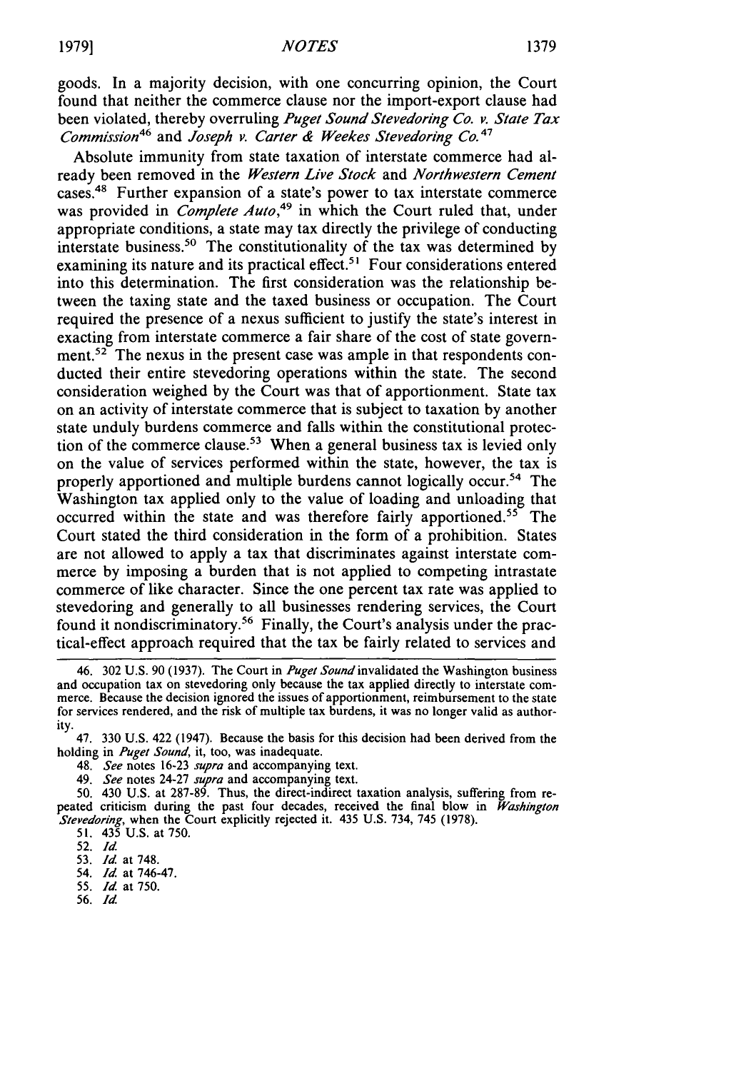goods. In a majority decision, with one concurring opinion, the Court found that neither the commerce clause nor the import-export clause had been violated, thereby overruling *Puget Sound Stevedoring Co. v. State Tax Commission*[46] and *Joseph v. Carter & Weekes Stevedoring Co.*[47]

Absolute immunity from state taxation of interstate commerce had already been removed in the *Western Live Stock* and *Northwestern Cement* cases.[48] Further expansion of a state's power to tax interstate commerce was provided in *Complete Auto*,[49] in which the Court ruled that, under appropriate conditions, a state may tax directly the privilege of conducting interstate business.[50] The constitutionality of the tax was determined by examining its nature and its practical effect.[51] Four considerations entered into this determination. The first consideration was the relationship between the taxing state and the taxed business or occupation. The Court required the presence of a nexus sufficient to justify the state's interest in exacting from interstate commerce a fair share of the cost of state government.[52] The nexus in the present case was ample in that respondents conducted their entire stevedoring operations within the state. The second consideration weighed by the Court was that of apportionment. State tax on an activity of interstate commerce that is subject to taxation by another state unduly burdens commerce and falls within the constitutional protection of the commerce clause.[53] When a general business tax is levied only on the value of services performed within the state, however, the tax is properly apportioned and multiple burdens cannot logically occur.[54] The Washington tax applied only to the value of loading and unloading that occurred within the state and was therefore fairly apportioned.[55] The Court stated the third consideration in the form of a prohibition. States are not allowed to apply a tax that discriminates against interstate commerce by imposing a burden that is not applied to competing intrastate commerce of like character. Since the one percent tax rate was applied to stevedoring and generally to all businesses rendering services, the Court found it nondiscriminatory.[56] Finally, the Court's analysis under the practical-effect approach required that the tax be fairly related to services and

46. 302 U.S. 90 (1937). The Court in *Puget Sound* invalidated the Washington business and occupation tax on stevedoring only because the tax applied directly to interstate commerce. Because the decision ignored the issues of apportionment, reimbursement to the state for services rendered, and the risk of multiple tax burdens, it was no longer valid as authority.

47. 330 U.S. 422 (1947). Because the basis for this decision had been derived from the holding in *Puget Sound*, it, too, was inadequate.

48. *See* notes 16-23 *supra* and accompanying text.

49. *See* notes 24-27 *supra* and accompanying text.

50. 430 U.S. at 287-89. Thus, the direct-indirect taxation analysis, suffering from repeated criticism during the past four decades, received the final blow in *Washington Stevedoring*, when the Court explicitly rejected it. 435 U.S. 734, 745 (1978).

51. 435 U.S. at 750.

52. *Id.*

53. *Id.* at 748.

54. *Id.* at 746-47.

55. *Id.* at 750.

56. *Id.*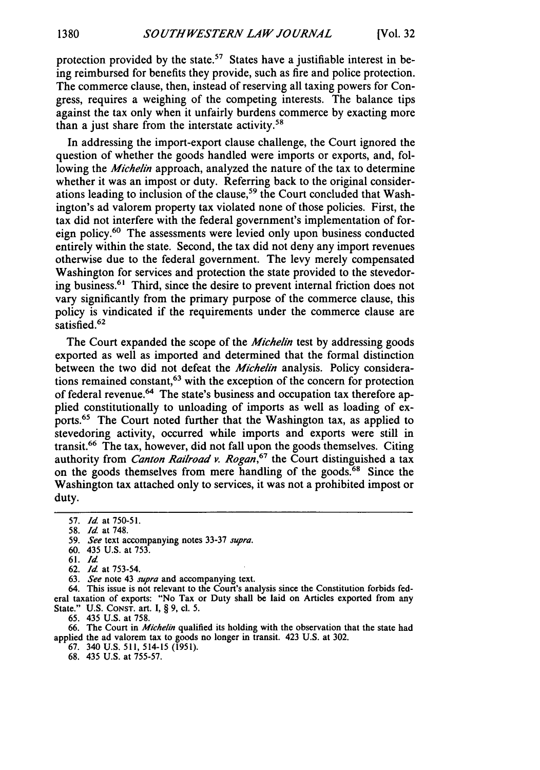protection provided by the state.[57] States have a justifiable interest in being reimbursed for benefits they provide, such as fire and police protection. The commerce clause, then, instead of reserving all taxing powers for Congress, requires a weighing of the competing interests. The balance tips against the tax only when it unfairly burdens commerce by exacting more than a just share from the interstate activity.[58]

In addressing the import-export clause challenge, the Court ignored the question of whether the goods handled were imports or exports, and, following the *Michelin* approach, analyzed the nature of the tax to determine whether it was an impost or duty. Referring back to the original considerations leading to inclusion of the clause,[59] the Court concluded that Washington's ad valorem property tax violated none of those policies. First, the tax did not interfere with the federal government's implementation of foreign policy.[60] The assessments were levied only upon business conducted entirely within the state. Second, the tax did not deny any import revenues otherwise due to the federal government. The levy merely compensated Washington for services and protection the state provided to the stevedoring business.[61] Third, since the desire to prevent internal friction does not vary significantly from the primary purpose of the commerce clause, this policy is vindicated if the requirements under the commerce clause are satisfied.[62]

The Court expanded the scope of the *Michelin* test by addressing goods exported as well as imported and determined that the formal distinction between the two did not defeat the *Michelin* analysis. Policy considerations remained constant,[63] with the exception of the concern for protection of federal revenue.[64] The state's business and occupation tax therefore applied constitutionally to unloading of imports as well as loading of exports.[65] The Court noted further that the Washington tax, as applied to stevedoring activity, occurred while imports and exports were still in transit.[66] The tax, however, did not fall upon the goods themselves. Citing authority from *Canton Railroad v. Rogan*,[67] the Court distinguished a tax on the goods themselves from mere handling of the goods.[68] Since the Washington tax attached only to services, it was not a prohibited impost or duty.

---

57. *Id.* at 750-51.

58. *Id.* at 748.

59. *See* text accompanying notes 33-37 *supra*.

60. 435 U.S. at 753.

61. *Id.*

62. *Id.* at 753-54.

63. *See* note 43 *supra* and accompanying text.

64. This issue is not relevant to the Court's analysis since the Constitution forbids federal taxation of exports: "No Tax or Duty shall be laid on Articles exported from any State." U.S. CONST. art. I, § 9, cl. 5.

65. 435 U.S. at 758.

66. The Court in *Michelin* qualified its holding with the observation that the state had applied the ad valorem tax to goods no longer in transit. 423 U.S. at 302.

67. 340 U.S. 511, 514-15 (1951).

68. 435 U.S. at 755-57.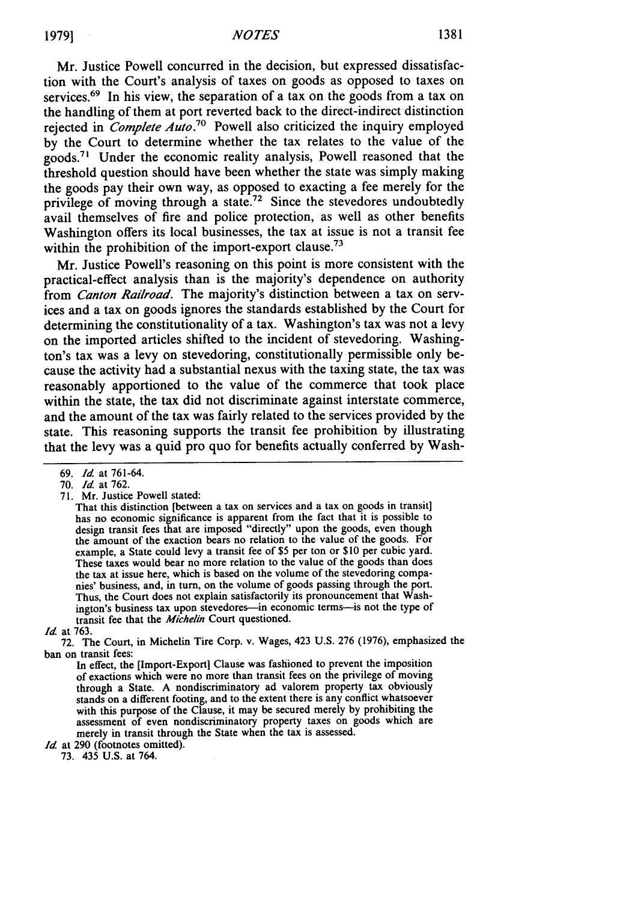Mr. Justice Powell concurred in the decision, but expressed dissatisfaction with the Court's analysis of taxes on goods as opposed to taxes on services.[69] In his view, the separation of a tax on the goods from a tax on the handling of them at port reverted back to the direct-indirect distinction rejected in *Complete Auto*.[70] Powell also criticized the inquiry employed by the Court to determine whether the tax relates to the value of the goods.[71] Under the economic reality analysis, Powell reasoned that the threshold question should have been whether the state was simply making the goods pay their own way, as opposed to exacting a fee merely for the privilege of moving through a state.[72] Since the stevedores undoubtedly avail themselves of fire and police protection, as well as other benefits Washington offers its local businesses, the tax at issue is not a transit fee within the prohibition of the import-export clause.[73]

Mr. Justice Powell's reasoning on this point is more consistent with the practical-effect analysis than is the majority's dependence on authority from *Canton Railroad*. The majority's distinction between a tax on services and a tax on goods ignores the standards established by the Court for determining the constitutionality of a tax. Washington's tax was not a levy on the imported articles shifted to the incident of stevedoring. Washington's tax was a levy on stevedoring, constitutionally permissible only because the activity had a substantial nexus with the taxing state, the tax was reasonably apportioned to the value of the commerce that took place within the state, the tax did not discriminate against interstate commerce, and the amount of the tax was fairly related to the services provided by the state. This reasoning supports the transit fee prohibition by illustrating that the levy was a quid pro quo for benefits actually conferred by Wash-

---

69. *Id.* at 761-64.

70. *Id.* at 762.

71. Mr. Justice Powell stated:

> That this distinction [between a tax on services and a tax on goods in transit] has no economic significance is apparent from the fact that it is possible to design transit fees that are imposed "directly" upon the goods, even though the amount of the exaction bears no relation to the value of the goods. For example, a State could levy a transit fee of $5 per ton or $10 per cubic yard. These taxes would bear no more relation to the value of the goods than does the tax at issue here, which is based on the volume of the stevedoring companies' business, and, in turn, on the volume of goods passing through the port. Thus, the Court does not explain satisfactorily its pronouncement that Washington's business tax upon stevedores—in economic terms—is not the type of transit fee that the *Michelin* Court questioned.

*Id.* at 763.

72. The Court, in Michelin Tire Corp. v. Wages, 423 U.S. 276 (1976), emphasized the ban on transit fees:

> In effect, the [Import-Export] Clause was fashioned to prevent the imposition of exactions which were no more than transit fees on the privilege of moving through a State. A nondiscriminatory ad valorem property tax obviously stands on a different footing, and to the extent there is any conflict whatsoever with this purpose of the Clause, it may be secured merely by prohibiting the assessment of even nondiscriminatory property taxes on goods which are merely in transit through the State when the tax is assessed.

*Id.* at 290 (footnotes omitted).

73. 435 U.S. at 764.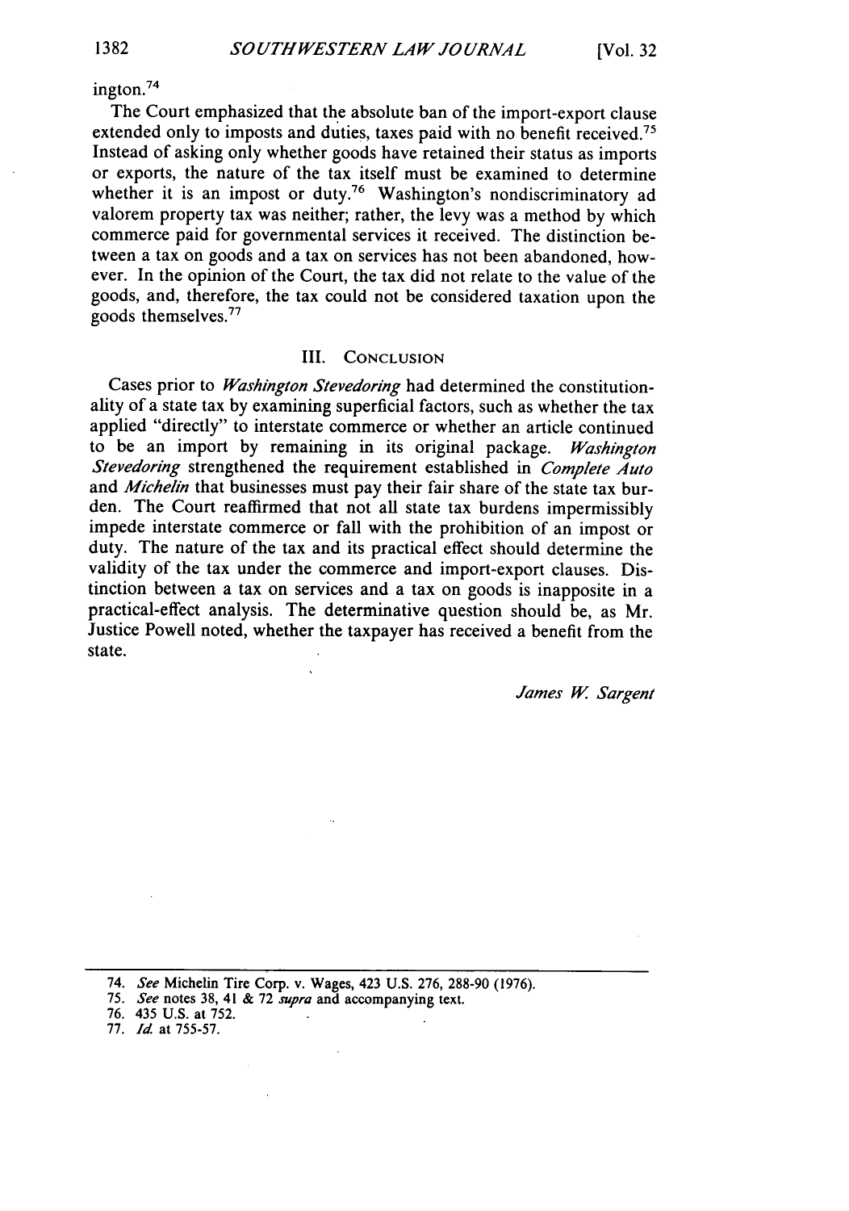ington.[74]

The Court emphasized that the absolute ban of the import-export clause extended only to imposts and duties, taxes paid with no benefit received.[75] Instead of asking only whether goods have retained their status as imports or exports, the nature of the tax itself must be examined to determine whether it is an impost or duty.[76] Washington's nondiscriminatory ad valorem property tax was neither; rather, the levy was a method by which commerce paid for governmental services it received. The distinction between a tax on goods and a tax on services has not been abandoned, however. In the opinion of the Court, the tax did not relate to the value of the goods, and, therefore, the tax could not be considered taxation upon the goods themselves.[77]

## III. CONCLUSION

Cases prior to *Washington Stevedoring* had determined the constitutionality of a state tax by examining superficial factors, such as whether the tax applied "directly" to interstate commerce or whether an article continued to be an import by remaining in its original package. *Washington Stevedoring* strengthened the requirement established in *Complete Auto* and *Michelin* that businesses must pay their fair share of the state tax burden. The Court reaffirmed that not all state tax burdens impermissibly impede interstate commerce or fall with the prohibition of an impost or duty. The nature of the tax and its practical effect should determine the validity of the tax under the commerce and import-export clauses. Distinction between a tax on services and a tax on goods is inapposite in a practical-effect analysis. The determinative question should be, as Mr. Justice Powell noted, whether the taxpayer has received a benefit from the state.

*James W. Sargent*

---

74. *See* Michelin Tire Corp. v. Wages, 423 U.S. 276, 288-90 (1976).

75. *See* notes 38, 41 & 72 *supra* and accompanying text.

76. 435 U.S. at 752.

77. *Id.* at 755-57.